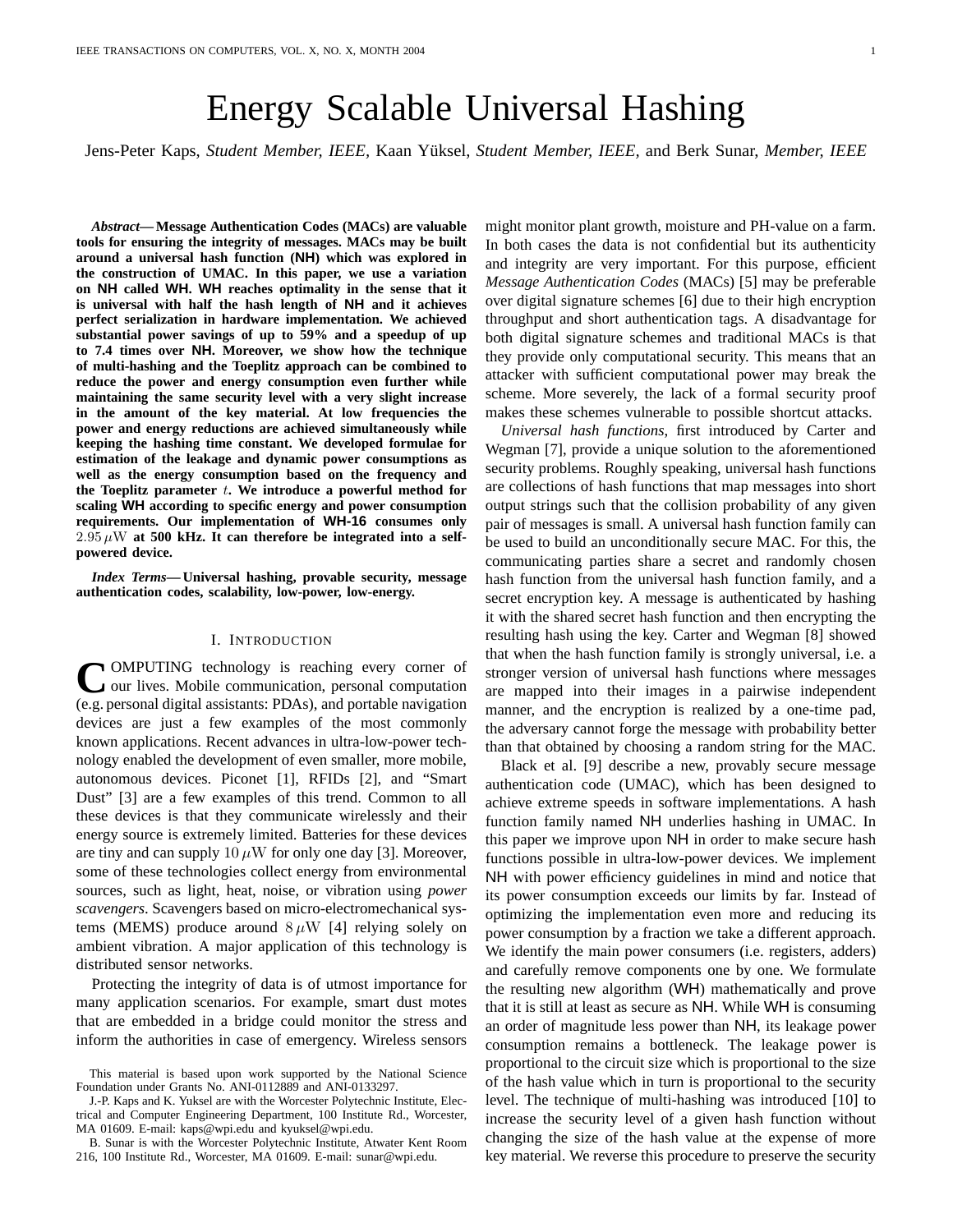# Energy Scalable Universal Hashing

Jens-Peter Kaps, *Student Member, IEEE,* Kaan Yüksel, *Student Member, IEEE,* and Berk Sunar, *Member, IEEE*

***Abstract*— Message Authentication Codes (MACs) are valuable tools for ensuring the integrity of messages. MACs may be built around a universal hash function (NH) which was explored in the construction of UMAC. In this paper, we use a variation on NH called WH. WH reaches optimality in the sense that it is universal with half the hash length of NH and it achieves perfect serialization in hardware implementation. We achieved substantial power savings of up to 59% and a speedup of up to 7.4 times over NH. Moreover, we show how the technique of multi-hashing and the Toeplitz approach can be combined to reduce the power and energy consumption even further while maintaining the same security level with a very slight increase in the amount of the key material. At low frequencies the power and energy reductions are achieved simultaneously while keeping the hashing time constant. We developed formulae for estimation of the leakage and dynamic power consumptions as well as the energy consumption based on the frequency and the Toeplitz parameter $t$. We introduce a powerful method for scaling WH according to specific energy and power consumption requirements. Our implementation of WH-16 consumes only $2.95\,\mu\mathrm{W}$ at 500 kHz. It can therefore be integrated into a self-powered device.**

***Index Terms*— Universal hashing, provable security, message authentication codes, scalability, low-power, low-energy.**

## I. Introduction

COMPUTING technology is reaching every corner of our lives. Mobile communication, personal computation (e.g. personal digital assistants: PDAs), and portable navigation devices are just a few examples of the most commonly known applications. Recent advances in ultra-low-power technology enabled the development of even smaller, more mobile, autonomous devices. Piconet [1], RFIDs [2], and "Smart Dust" [3] are a few examples of this trend. Common to all these devices is that they communicate wirelessly and their energy source is extremely limited. Batteries for these devices are tiny and can supply $10\,\mu\mathrm{W}$ for only one day [3]. Moreover, some of these technologies collect energy from environmental sources, such as light, heat, noise, or vibration using *power scavengers*. Scavengers based on micro-electromechanical systems (MEMS) produce around $8\,\mu\mathrm{W}$ [4] relying solely on ambient vibration. A major application of this technology is distributed sensor networks.

Protecting the integrity of data is of utmost importance for many application scenarios. For example, smart dust motes that are embedded in a bridge could monitor the stress and inform the authorities in case of emergency. Wireless sensors might monitor plant growth, moisture and PH-value on a farm. In both cases the data is not confidential but its authenticity and integrity are very important. For this purpose, efficient *Message Authentication Codes* (MACs) [5] may be preferable over digital signature schemes [6] due to their high encryption throughput and short authentication tags. A disadvantage for both digital signature schemes and traditional MACs is that they provide only computational security. This means that an attacker with sufficient computational power may break the scheme. More severely, the lack of a formal security proof makes these schemes vulnerable to possible shortcut attacks.

*Universal hash functions*, first introduced by Carter and Wegman [7], provide a unique solution to the aforementioned security problems. Roughly speaking, universal hash functions are collections of hash functions that map messages into short output strings such that the collision probability of any given pair of messages is small. A universal hash function family can be used to build an unconditionally secure MAC. For this, the communicating parties share a secret and randomly chosen hash function from the universal hash function family, and a secret encryption key. A message is authenticated by hashing it with the shared secret hash function and then encrypting the resulting hash using the key. Carter and Wegman [8] showed that when the hash function family is strongly universal, i.e. a stronger version of universal hash functions where messages are mapped into their images in a pairwise independent manner, and the encryption is realized by a one-time pad, the adversary cannot forge the message with probability better than that obtained by choosing a random string for the MAC.

Black et al. [9] describe a new, provably secure message authentication code (UMAC), which has been designed to achieve extreme speeds in software implementations. A hash function family named NH underlies hashing in UMAC. In this paper we improve upon NH in order to make secure hash functions possible in ultra-low-power devices. We implement NH with power efficiency guidelines in mind and notice that its power consumption exceeds our limits by far. Instead of optimizing the implementation even more and reducing its power consumption by a fraction we take a different approach. We identify the main power consumers (i.e. registers, adders) and carefully remove components one by one. We formulate the resulting new algorithm (WH) mathematically and prove that it is still at least as secure as NH. While WH is consuming an order of magnitude less power than NH, its leakage power consumption remains a bottleneck. The leakage power is proportional to the circuit size which is proportional to the size of the hash value which in turn is proportional to the security level. The technique of multi-hashing was introduced [10] to increase the security level of a given hash function without changing the size of the hash value at the expense of more key material. We reverse this procedure to preserve the security

This material is based upon work supported by the National Science Foundation under Grants No. ANI-0112889 and ANI-0133297.

J.-P. Kaps and K. Yuksel are with the Worcester Polytechnic Institute, Electrical and Computer Engineering Department, 100 Institute Rd., Worcester, MA 01609. E-mail: kaps@wpi.edu and kyuksel@wpi.edu.

B. Sunar is with the Worcester Polytechnic Institute, Atwater Kent Room 216, 100 Institute Rd., Worcester, MA 01609. E-mail: sunar@wpi.edu.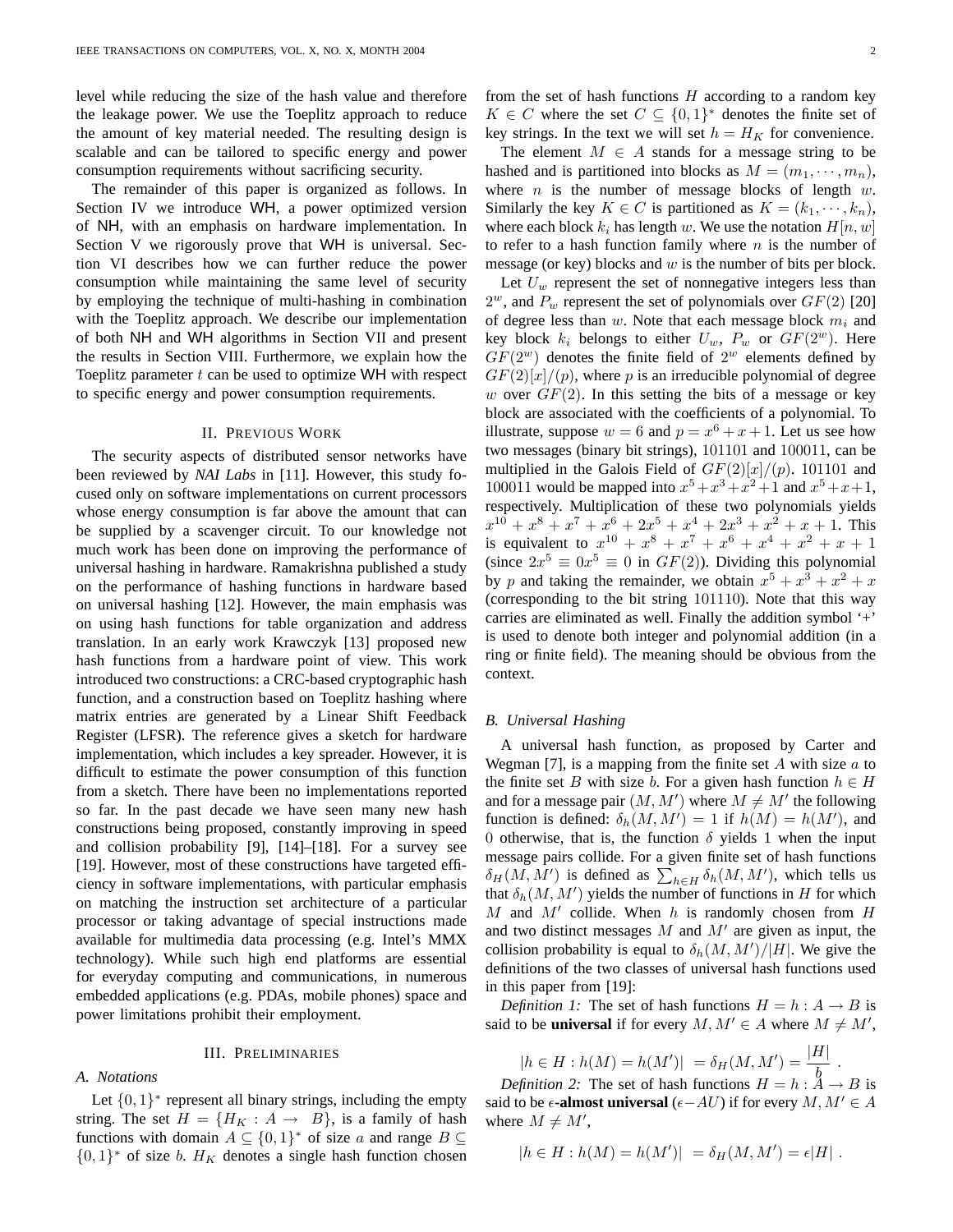level while reducing the size of the hash value and therefore the leakage power. We use the Toeplitz approach to reduce the amount of key material needed. The resulting design is scalable and can be tailored to specific energy and power consumption requirements without sacrificing security.

The remainder of this paper is organized as follows. In Section IV we introduce WH, a power optimized version of NH, with an emphasis on hardware implementation. In Section V we rigorously prove that WH is universal. Section VI describes how we can further reduce the power consumption while maintaining the same level of security by employing the technique of multi-hashing in combination with the Toeplitz approach. We describe our implementation of both NH and WH algorithms in Section VII and present the results in Section VIII. Furthermore, we explain how the Toeplitz parameter $t$ can be used to optimize WH with respect to specific energy and power consumption requirements.

## II. Previous Work

The security aspects of distributed sensor networks have been reviewed by *NAI Labs* in [11]. However, this study focused only on software implementations on current processors whose energy consumption is far above the amount that can be supplied by a scavenger circuit. To our knowledge not much work has been done on improving the performance of universal hashing in hardware. Ramakrishna published a study on the performance of hashing functions in hardware based on universal hashing [12]. However, the main emphasis was on using hash functions for table organization and address translation. In an early work Krawczyk [13] proposed new hash functions from a hardware point of view. This work introduced two constructions: a CRC-based cryptographic hash function, and a construction based on Toeplitz hashing where matrix entries are generated by a Linear Shift Feedback Register (LFSR). The reference gives a sketch for hardware implementation, which includes a key spreader. However, it is difficult to estimate the power consumption of this function from a sketch. There have been no implementations reported so far. In the past decade we have seen many new hash constructions being proposed, constantly improving in speed and collision probability [9], [14]–[18]. For a survey see [19]. However, most of these constructions have targeted efficiency in software implementations, with particular emphasis on matching the instruction set architecture of a particular processor or taking advantage of special instructions made available for multimedia data processing (e.g. Intel's MMX technology). While such high end platforms are essential for everyday computing and communications, in numerous embedded applications (e.g. PDAs, mobile phones) space and power limitations prohibit their employment.

## III. Preliminaries

### A. Notations

Let $\{0,1\}^*$ represent all binary strings, including the empty string. The set $H = \{H_K : A \rightarrow B\}$, is a family of hash functions with domain $A \subseteq \{0,1\}^*$ of size $a$ and range $B \subseteq \{0,1\}^*$ of size $b$. $H_K$ denotes a single hash function chosen from the set of hash functions $H$ according to a random key $K \in C$ where the set $C \subseteq \{0,1\}^*$ denotes the finite set of key strings. In the text we will set $h = H_K$ for convenience.

The element $M \in A$ stands for a message string to be hashed and is partitioned into blocks as $M = (m_1, \cdots, m_n)$, where $n$ is the number of message blocks of length $w$. Similarly the key $K \in C$ is partitioned as $K = (k_1, \cdots, k_n)$, where each block $k_i$ has length $w$. We use the notation $H[n, w]$ to refer to a hash function family where $n$ is the number of message (or key) blocks and $w$ is the number of bits per block.

Let $U_w$ represent the set of nonnegative integers less than $2^w$, and $P_w$ represent the set of polynomials over $GF(2)$ [20] of degree less than $w$. Note that each message block $m_i$ and key block $k_i$ belongs to either $U_w$, $P_w$ or $GF(2^w)$. Here $GF(2^w)$ denotes the finite field of $2^w$ elements defined by $GF(2)[x]/(p)$, where $p$ is an irreducible polynomial of degree $w$ over $GF(2)$. In this setting the bits of a message or key block are associated with the coefficients of a polynomial. To illustrate, suppose $w = 6$ and $p = x^6 + x + 1$. Let us see how two messages (binary bit strings), 101101 and 100011, can be multiplied in the Galois Field of $GF(2)[x]/(p)$. 101101 and 100011 would be mapped into $x^5 + x^3 + x^2 + 1$ and $x^5 + x + 1$, respectively. Multiplication of these two polynomials yields $x^{10} + x^8 + x^7 + x^6 + 2x^5 + x^4 + 2x^3 + x^2 + x + 1$. This is equivalent to $x^{10} + x^8 + x^7 + x^6 + x^4 + x^2 + x + 1$ (since $2x^5 \equiv 0x^5 \equiv 0$ in $GF(2)$). Dividing this polynomial by $p$ and taking the remainder, we obtain $x^5 + x^3 + x^2 + x$ (corresponding to the bit string 101110). Note that this way carries are eliminated as well. Finally the addition symbol '+' is used to denote both integer and polynomial addition (in a ring or finite field). The meaning should be obvious from the context.

### B. Universal Hashing

A universal hash function, as proposed by Carter and Wegman [7], is a mapping from the finite set $A$ with size $a$ to the finite set $B$ with size $b$. For a given hash function $h \in H$ and for a message pair $(M, M')$ where $M \neq M'$ the following function is defined: $\delta_h(M, M') = 1$ if $h(M) = h(M')$, and 0 otherwise, that is, the function $\delta$ yields 1 when the input message pairs collide. For a given finite set of hash functions $\delta_H(M, M')$ is defined as $\sum_{h \in H} \delta_h(M, M')$, which tells us that $\delta_h(M, M')$ yields the number of functions in $H$ for which $M$ and $M'$ collide. When $h$ is randomly chosen from $H$ and two distinct messages $M$ and $M'$ are given as input, the collision probability is equal to $\delta_h(M, M')/|H|$. We give the definitions of the two classes of universal hash functions used in this paper from [19]:

*Definition 1:* The set of hash functions $H = h : A \rightarrow B$ is said to be **universal** if for every $M, M' \in A$ where $M \neq M'$,

$$|h \in H : h(M) = h(M')| \ = \delta_H(M, M') = \frac{|H|}{b} \ .$$

*Definition 2:* The set of hash functions $H = h : A \rightarrow B$ is said to be $\epsilon$**-almost universal** ($\epsilon-AU$) if for every $M, M' \in A$ where $M \neq M'$,

$$|h \in H : h(M) = h(M')| \ = \delta_H(M, M') = \epsilon|H| \ .$$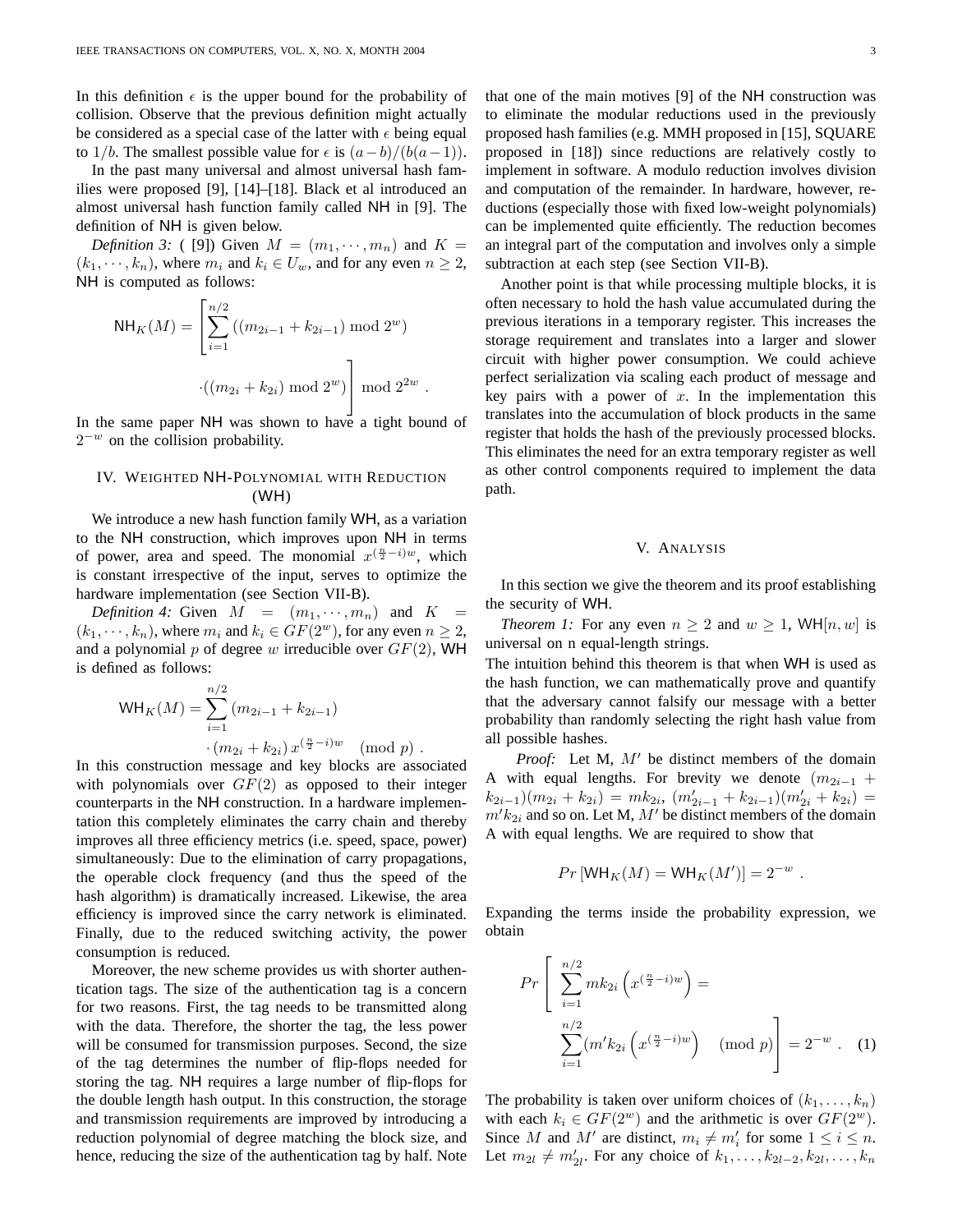In this definition $\epsilon$ is the upper bound for the probability of collision. Observe that the previous definition might actually be considered as a special case of the latter with $\epsilon$ being equal to $1/b$. The smallest possible value for $\epsilon$ is $(a-b)/(b(a-1))$.

In the past many universal and almost universal hash families were proposed [9], [14]–[18]. Black et al introduced an almost universal hash function family called NH in [9]. The definition of NH is given below.

*Definition 3:* ( [9]) Given $M = (m_1, \cdots, m_n)$ and $K = (k_1, \cdots, k_n)$, where $m_i$ and $k_i \in U_w$, and for any even $n \geq 2$, NH is computed as follows:

$$\mathsf{NH}_K(M) = \left[ \sum_{i=1}^{n/2} ((m_{2i-1} + k_{2i-1}) \bmod 2^w) \cdot ((m_{2i} + k_{2i}) \bmod 2^w) \right] \bmod 2^{2w} \ .$$

In the same paper NH was shown to have a tight bound of $2^{-w}$ on the collision probability.

## IV. Weighted NH-Polynomial with Reduction (WH)

We introduce a new hash function family WH, as a variation to the NH construction, which improves upon NH in terms of power, area and speed. The monomial $x^{(\frac{n}{2}-i)w}$, which is constant irrespective of the input, serves to optimize the hardware implementation (see Section VII-B).

*Definition 4:* Given $M = (m_1, \cdots, m_n)$ and $K = (k_1, \cdots, k_n)$, where $m_i$ and $k_i \in GF(2^w)$, for any even $n \geq 2$, and a polynomial $p$ of degree $w$ irreducible over $GF(2)$, WH is defined as follows:

$$\mathsf{WH}_K(M) = \sum_{i=1}^{n/2} (m_{2i-1} + k_{2i-1}) \cdot (m_{2i} + k_{2i})\, x^{(\frac{n}{2}-i)w} \pmod{p} \ .$$

In this construction message and key blocks are associated with polynomials over $GF(2)$ as opposed to their integer counterparts in the NH construction. In a hardware implementation this completely eliminates the carry chain and thereby improves all three efficiency metrics (i.e. speed, space, power) simultaneously: Due to the elimination of carry propagations, the operable clock frequency (and thus the speed of the hash algorithm) is dramatically increased. Likewise, the area efficiency is improved since the carry network is eliminated. Finally, due to the reduced switching activity, the power consumption is reduced.

Moreover, the new scheme provides us with shorter authentication tags. The size of the authentication tag is a concern for two reasons. First, the tag needs to be transmitted along with the data. Therefore, the shorter the tag, the less power will be consumed for transmission purposes. Second, the size of the tag determines the number of flip-flops needed for storing the tag. NH requires a large number of flip-flops for the double length hash output. In this construction, the storage and transmission requirements are improved by introducing a reduction polynomial of degree matching the block size, and hence, reducing the size of the authentication tag by half. Note that one of the main motives [9] of the NH construction was to eliminate the modular reductions used in the previously proposed hash families (e.g. MMH proposed in [15], SQUARE proposed in [18]) since reductions are relatively costly to implement in software. A modulo reduction involves division and computation of the remainder. In hardware, however, reductions (especially those with fixed low-weight polynomials) can be implemented quite efficiently. The reduction becomes an integral part of the computation and involves only a simple subtraction at each step (see Section VII-B).

Another point is that while processing multiple blocks, it is often necessary to hold the hash value accumulated during the previous iterations in a temporary register. This increases the storage requirement and translates into a larger and slower circuit with higher power consumption. We could achieve perfect serialization via scaling each product of message and key pairs with a power of $x$. In the implementation this translates into the accumulation of block products in the same register that holds the hash of the previously processed blocks. This eliminates the need for an extra temporary register as well as other control components required to implement the data path.

## V. Analysis

In this section we give the theorem and its proof establishing the security of WH.

*Theorem 1:* For any even $n \geq 2$ and $w \geq 1$, $\mathsf{WH}[n, w]$ is universal on n equal-length strings.

The intuition behind this theorem is that when WH is used as the hash function, we can mathematically prove and quantify that the adversary cannot falsify our message with a better probability than randomly selecting the right hash value from all possible hashes.

*Proof:* Let M, $M'$ be distinct members of the domain A with equal lengths. For brevity we denote $(m_{2i-1} + k_{2i-1})(m_{2i} + k_{2i}) = mk_{2i}$, $(m'_{2i-1} + k_{2i-1})(m'_{2i} + k_{2i}) = m'k_{2i}$ and so on. Let M, $M'$ be distinct members of the domain A with equal lengths. We are required to show that

$$Pr\left[\mathsf{WH}_K(M) = \mathsf{WH}_K(M')\right] = 2^{-w} \ .$$

Expanding the terms inside the probability expression, we obtain

$$Pr\left[ \sum_{i=1}^{n/2} mk_{2i} \left(x^{(\frac{n}{2}-i)w}\right) = \sum_{i=1}^{n/2} (m'k_{2i} \left(x^{(\frac{n}{2}-i)w}\right) \pmod{p} \right] = 2^{-w} \ . \quad (1)$$

The probability is taken over uniform choices of $(k_1, \ldots, k_n)$ with each $k_i \in GF(2^w)$ and the arithmetic is over $GF(2^w)$. Since $M$ and $M'$ are distinct, $m_i \neq m'_i$ for some $1 \leq i \leq n$. Let $m_{2l} \neq m'_{2l}$. For any choice of $k_1, \ldots, k_{2l-2}, k_{2l}, \ldots, k_n$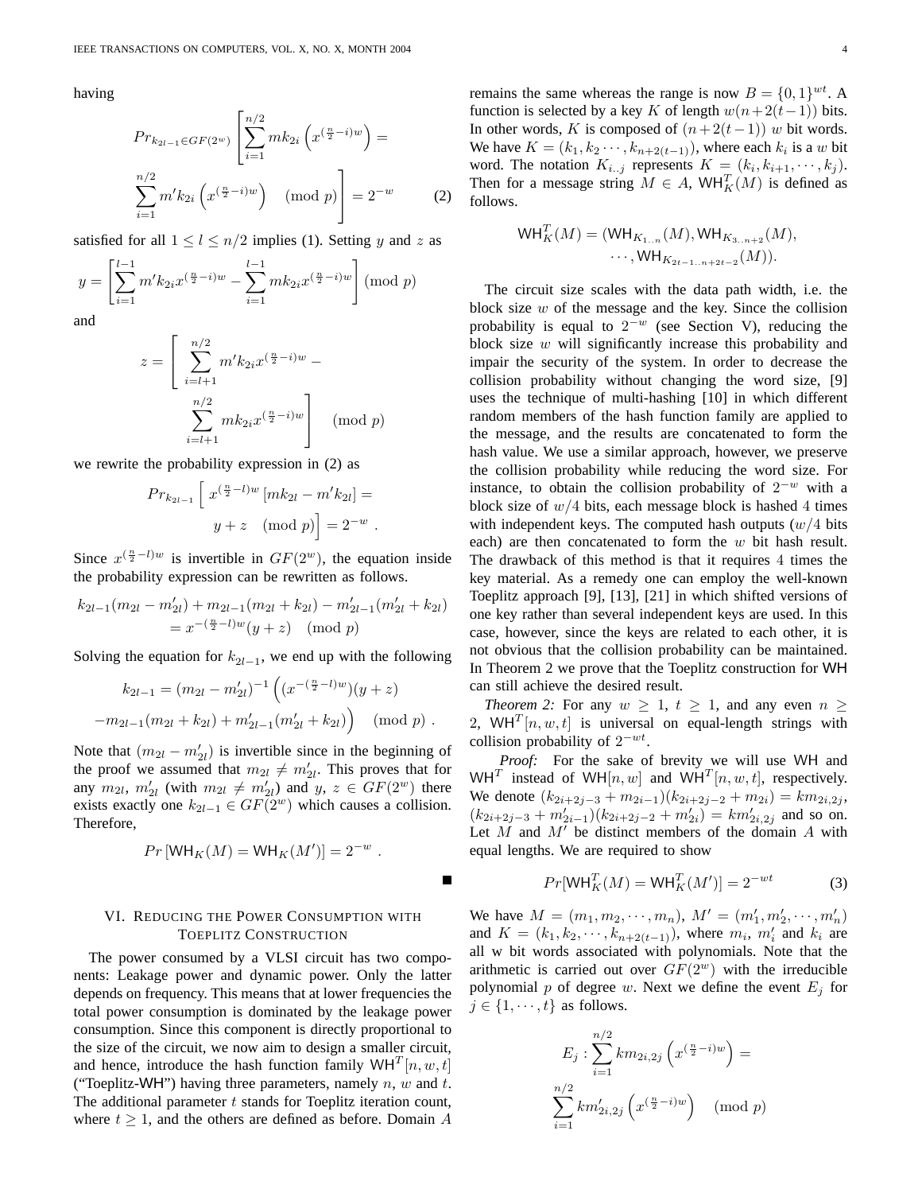having

$$Pr_{k_{2l-1}\in GF(2^w)}\left[\sum_{i=1}^{n/2} mk_{2i}\left(x^{(\frac{n}{2}-i)w}\right) = \sum_{i=1}^{n/2} m'k_{2i}\left(x^{(\frac{n}{2}-i)w}\right) \pmod p\right] = 2^{-w} \qquad (2)$$

satisfied for all $1 \le l \le n/2$ implies (1). Setting $y$ and $z$ as

$$y = \left[\sum_{i=1}^{l-1} m'k_{2i}x^{(\frac{n}{2}-i)w} - \sum_{i=1}^{l-1} mk_{2i}x^{(\frac{n}{2}-i)w}\right] \pmod p$$

and

$$z = \left[\sum_{i=l+1}^{n/2} m'k_{2i}x^{(\frac{n}{2}-i)w} - \sum_{i=l+1}^{n/2} mk_{2i}x^{(\frac{n}{2}-i)w}\right] \pmod p$$

we rewrite the probability expression in (2) as

$$Pr_{k_{2l-1}}\left[\, x^{(\frac{n}{2}-l)w}\left[mk_{2l} - m'k_{2l}\right] = y + z \pmod p\right] = 2^{-w} \ .$$

Since $x^{(\frac{n}{2}-l)w}$ is invertible in $GF(2^w)$, the equation inside the probability expression can be rewritten as follows.

$$k_{2l-1}(m_{2l} - m'_{2l}) + m_{2l-1}(m_{2l} + k_{2l}) - m'_{2l-1}(m'_{2l} + k_{2l}) = x^{-(\frac{n}{2}-l)w}(y+z) \pmod p$$

Solving the equation for $k_{2l-1}$, we end up with the following

$$k_{2l-1} = (m_{2l} - m'_{2l})^{-1}\Big((x^{-(\frac{n}{2}-l)w})(y+z) - m_{2l-1}(m_{2l} + k_{2l}) + m'_{2l-1}(m'_{2l} + k_{2l})\Big) \pmod p \ .$$

Note that $(m_{2l} - m'_{2l})$ is invertible since in the beginning of the proof we assumed that $m_{2l} \ne m'_{2l}$. This proves that for any $m_{2l}$, $m'_{2l}$ (with $m_{2l} \ne m'_{2l}$) and $y$, $z \in GF(2^w)$ there exists exactly one $k_{2l-1} \in GF(2^w)$ which causes a collision. Therefore,

$$Pr\left[\mathsf{WH}_K(M) = \mathsf{WH}_K(M')\right] = 2^{-w} \ .$$

■

## VI. Reducing the Power Consumption with Toeplitz Construction

The power consumed by a VLSI circuit has two components: Leakage power and dynamic power. Only the latter depends on frequency. This means that at lower frequencies the total power consumption is dominated by the leakage power consumption. Since this component is directly proportional to the size of the circuit, we now aim to design a smaller circuit, and hence, introduce the hash function family $\mathsf{WH}^T[n,w,t]$ ("Toeplitz-WH") having three parameters, namely $n$, $w$ and $t$. The additional parameter $t$ stands for Toeplitz iteration count, where $t \ge 1$, and the others are defined as before. Domain $A$ remains the same whereas the range is now $B = \{0,1\}^{wt}$. A function is selected by a key $K$ of length $w(n+2(t-1))$ bits. In other words, $K$ is composed of $(n+2(t-1))$ $w$ bit words. We have $K = (k_1, k_2 \cdots, k_{n+2(t-1)})$, where each $k_i$ is a $w$ bit word. The notation $K_{i..j}$ represents $K = (k_i, k_{i+1}, \cdots, k_j)$. Then for a message string $M \in A$, $\mathsf{WH}^T_K(M)$ is defined as follows.

$$\mathsf{WH}^T_K(M) = (\mathsf{WH}_{K_{1..n}}(M), \mathsf{WH}_{K_{3..n+2}}(M), \cdots, \mathsf{WH}_{K_{2t-1..n+2t-2}}(M)).$$

The circuit size scales with the data path width, i.e. the block size $w$ of the message and the key. Since the collision probability is equal to $2^{-w}$ (see Section V), reducing the block size $w$ will significantly increase this probability and impair the security of the system. In order to decrease the collision probability without changing the word size, [9] uses the technique of multi-hashing [10] in which different random members of the hash function family are applied to the message, and the results are concatenated to form the hash value. We use a similar approach, however, we preserve the collision probability while reducing the word size. For instance, to obtain the collision probability of $2^{-w}$ with a block size of $w/4$ bits, each message block is hashed 4 times with independent keys. The computed hash outputs ($w/4$ bits each) are then concatenated to form the $w$ bit hash result. The drawback of this method is that it requires 4 times the key material. As a remedy one can employ the well-known Toeplitz approach [9], [13], [21] in which shifted versions of one key rather than several independent keys are used. In this case, however, since the keys are related to each other, it is not obvious that the collision probability can be maintained. In Theorem 2 we prove that the Toeplitz construction for WH can still achieve the desired result.

*Theorem 2:* For any $w \ge 1$, $t \ge 1$, and any even $n \ge 2$, $\mathsf{WH}^T[n,w,t]$ is universal on equal-length strings with collision probability of $2^{-wt}$.

*Proof:* For the sake of brevity we will use WH and $\mathsf{WH}^T$ instead of $\mathsf{WH}[n,w]$ and $\mathsf{WH}^T[n,w,t]$, respectively. We denote $(k_{2i+2j-3} + m_{2i-1})(k_{2i+2j-2} + m_{2i}) = km_{2i,2j}$, $(k_{2i+2j-3} + m'_{2i-1})(k_{2i+2j-2} + m'_{2i}) = km'_{2i,2j}$ and so on. Let $M$ and $M'$ be distinct members of the domain $A$ with equal lengths. We are required to show

$$Pr[\mathsf{WH}^T_K(M) = \mathsf{WH}^T_K(M')] = 2^{-wt} \qquad (3)$$

We have $M = (m_1, m_2, \cdots, m_n)$, $M' = (m'_1, m'_2, \cdots, m'_n)$ and $K = (k_1, k_2, \cdots, k_{n+2(t-1)})$, where $m_i$, $m'_i$ and $k_i$ are all w bit words associated with polynomials. Note that the arithmetic is carried out over $GF(2^w)$ with the irreducible polynomial $p$ of degree $w$. Next we define the event $E_j$ for $j \in \{1, \cdots, t\}$ as follows.

$$E_j : \sum_{i=1}^{n/2} km_{2i,2j}\left(x^{(\frac{n}{2}-i)w}\right) = \sum_{i=1}^{n/2} km'_{2i,2j}\left(x^{(\frac{n}{2}-i)w}\right) \pmod p$$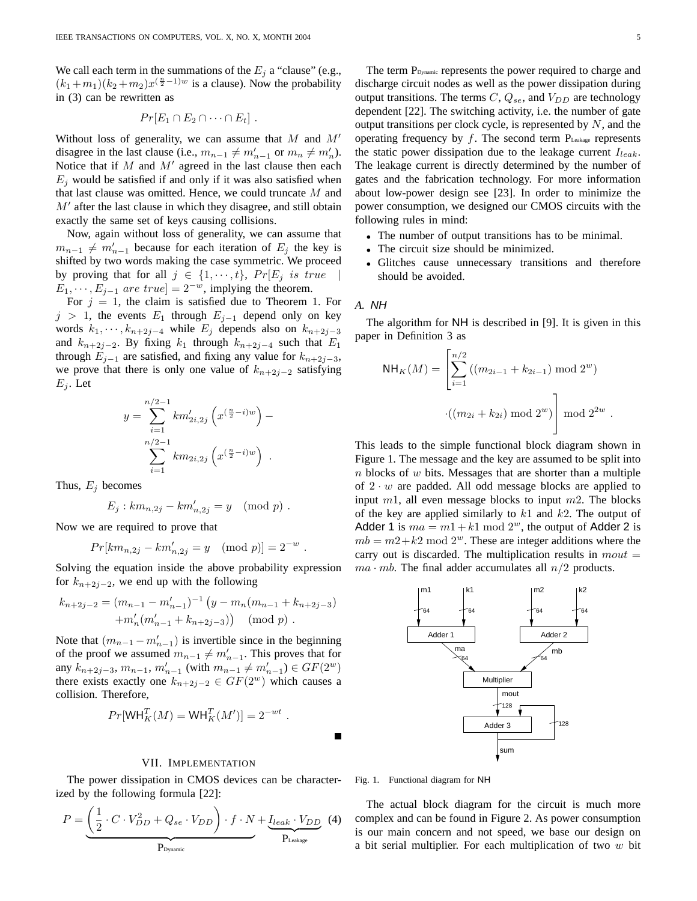We call each term in the summations of the $E_j$ a "clause" (e.g., $(k_1+m_1)(k_2+m_2)x^{(\frac{n}{2}-1)w}$ is a clause). Now the probability in (3) can be rewritten as

$$Pr[E_1 \cap E_2 \cap \cdots \cap E_t] .$$

Without loss of generality, we can assume that $M$ and $M'$ disagree in the last clause (i.e., $m_{n-1} \neq m'_{n-1}$ or $m_n \neq m'_n$). Notice that if $M$ and $M'$ agreed in the last clause then each $E_j$ would be satisfied if and only if it was also satisfied when that last clause was omitted. Hence, we could truncate $M$ and $M'$ after the last clause in which they disagree, and still obtain exactly the same set of keys causing collisions.

Now, again without loss of generality, we can assume that $m_{n-1} \neq m'_{n-1}$ because for each iteration of $E_j$ the key is shifted by two words making the case symmetric. We proceed by proving that for all $j \in \{1, \cdots, t\}$, $Pr[E_j \ is\ true \mid E_1, \cdots, E_{j-1}\ are\ true] = 2^{-w}$, implying the theorem.

For $j = 1$, the claim is satisfied due to Theorem 1. For $j > 1$, the events $E_1$ through $E_{j-1}$ depend only on key words $k_1, \cdots, k_{n+2j-4}$ while $E_j$ depends also on $k_{n+2j-3}$ and $k_{n+2j-2}$. By fixing $k_1$ through $k_{n+2j-4}$ such that $E_1$ through $E_{j-1}$ are satisfied, and fixing any value for $k_{n+2j-3}$, we prove that there is only one value of $k_{n+2j-2}$ satisfying $E_j$. Let

$$y = \sum_{i=1}^{n/2-1} km'_{2i,2j}\left(x^{(\frac{n}{2}-i)w}\right) - \sum_{i=1}^{n/2-1} km_{2i,2j}\left(x^{(\frac{n}{2}-i)w}\right) .$$

Thus, $E_j$ becomes

$$E_j : km_{n,2j} - km'_{n,2j} = y \pmod p .$$

Now we are required to prove that

$$Pr[km_{n,2j} - km'_{n,2j} = y \pmod p] = 2^{-w} .$$

Solving the equation inside the above probability expression for $k_{n+2j-2}$, we end up with the following

$$k_{n+2j-2} = (m_{n-1} - m'_{n-1})^{-1}\left(y - m_n(m_{n-1} + k_{n+2j-3}) + m'_n(m'_{n-1} + k_{n+2j-3})\right) \pmod p .$$

Note that $(m_{n-1} - m'_{n-1})$ is invertible since in the beginning of the proof we assumed $m_{n-1} \neq m'_{n-1}$. This proves that for any $k_{n+2j-3}$, $m_{n-1}$, $m'_{n-1}$ (with $m_{n-1} \neq m'_{n-1}$) $\in GF(2^w)$ there exists exactly one $k_{n+2j-2} \in GF(2^w)$ which causes a collision. Therefore,

$$Pr[\mathsf{WH}^T_K(M) = \mathsf{WH}^T_K(M')] = 2^{-wt} .$$

■

## VII. Implementation

The power dissipation in CMOS devices can be characterized by the following formula [22]:

$$P = \underbrace{\left(\frac{1}{2} \cdot C \cdot V_{DD}^2 + Q_{se} \cdot V_{DD}\right) \cdot f \cdot N}_{\text{P}_{\text{Dynamic}}} + \underbrace{I_{leak} \cdot V_{DD}}_{\text{P}_{\text{Leakage}}} \quad (4)$$

The term $\text{P}_{\text{Dynamic}}$ represents the power required to charge and discharge circuit nodes as well as the power dissipation during output transitions. The terms $C$, $Q_{se}$, and $V_{DD}$ are technology dependent [22]. The switching activity, i.e. the number of gate output transitions per clock cycle, is represented by $N$, and the operating frequency by $f$. The second term $\text{P}_{\text{Leakage}}$ represents the static power dissipation due to the leakage current $I_{leak}$. The leakage current is directly determined by the number of gates and the fabrication technology. For more information about low-power design see [23]. In order to minimize the power consumption, we designed our CMOS circuits with the following rules in mind:

- The number of output transitions has to be minimal.
- The circuit size should be minimized.
- Glitches cause unnecessary transitions and therefore should be avoided.

### A. NH

The algorithm for NH is described in [9]. It is given in this paper in Definition 3 as

$$\mathsf{NH}_K(M) = \left[\sum_{i=1}^{n/2} ((m_{2i-1} + k_{2i-1}) \bmod 2^w) \cdot ((m_{2i} + k_{2i}) \bmod 2^w)\right] \bmod 2^{2w} .$$

This leads to the simple functional block diagram shown in Figure 1. The message and the key are assumed to be split into $n$ blocks of $w$ bits. Messages that are shorter than a multiple of $2 \cdot w$ are padded. All odd message blocks are applied to input $m1$, all even message blocks to input $m2$. The blocks of the key are applied similarly to $k1$ and $k2$. The output of Adder 1 is $ma = m1 + k1 \bmod 2^w$, the output of Adder 2 is $mb = m2+k2 \bmod 2^w$. These are integer additions where the carry out is discarded. The multiplication results in $mout = ma \cdot mb$. The final adder accumulates all $n/2$ products.

Fig. 1. Functional diagram for NH

The actual block diagram for the circuit is much more complex and can be found in Figure 2. As power consumption is our main concern and not speed, we base our design on a bit serial multiplier. For each multiplication of two $w$ bit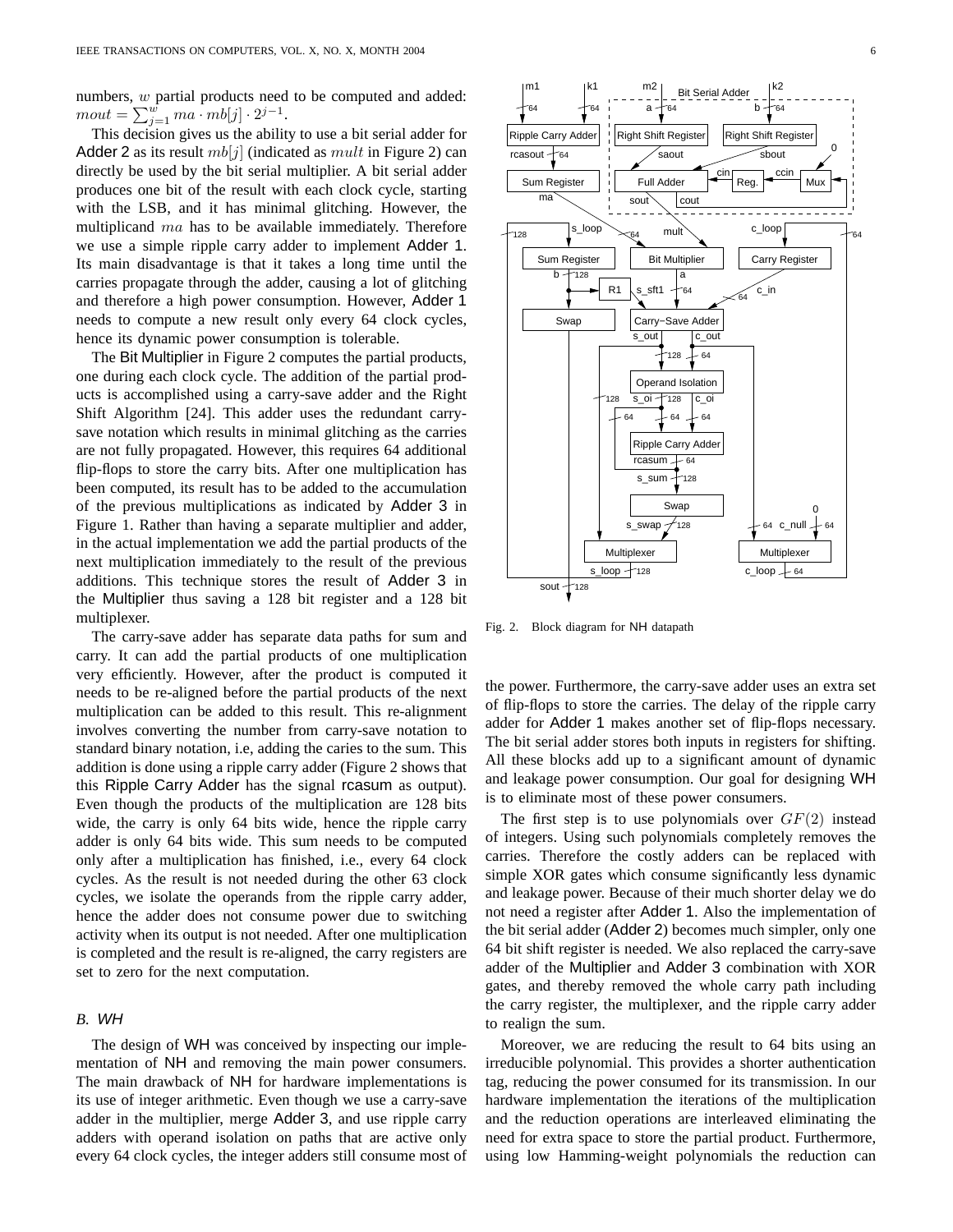numbers, $w$ partial products need to be computed and added: $mout = \sum_{j=1}^{w} ma \cdot mb[j] \cdot 2^{j-1}$.

This decision gives us the ability to use a bit serial adder for Adder 2 as its result $mb[j]$ (indicated as $mult$ in Figure 2) can directly be used by the bit serial multiplier. A bit serial adder produces one bit of the result with each clock cycle, starting with the LSB, and it has minimal glitching. However, the multiplicand $ma$ has to be available immediately. Therefore we use a simple ripple carry adder to implement Adder 1. Its main disadvantage is that it takes a long time until the carries propagate through the adder, causing a lot of glitching and therefore a high power consumption. However, Adder 1 needs to compute a new result only every 64 clock cycles, hence its dynamic power consumption is tolerable.

The Bit Multiplier in Figure 2 computes the partial products, one during each clock cycle. The addition of the partial products is accomplished using a carry-save adder and the Right Shift Algorithm [24]. This adder uses the redundant carry-save notation which results in minimal glitching as the carries are not fully propagated. However, this requires 64 additional flip-flops to store the carry bits. After one multiplication has been computed, its result has to be added to the accumulation of the previous multiplications as indicated by Adder 3 in Figure 1. Rather than having a separate multiplier and adder, in the actual implementation we add the partial products of the next multiplication immediately to the result of the previous additions. This technique stores the result of Adder 3 in the Multiplier thus saving a 128 bit register and a 128 bit multiplexer.

The carry-save adder has separate data paths for sum and carry. It can add the partial products of one multiplication very efficiently. However, after the product is computed it needs to be re-aligned before the partial products of the next multiplication can be added to this result. This re-alignment involves converting the number from carry-save notation to standard binary notation, i.e, adding the caries to the sum. This addition is done using a ripple carry adder (Figure 2 shows that this Ripple Carry Adder has the signal rcasum as output). Even though the products of the multiplication are 128 bits wide, the carry is only 64 bits wide, hence the ripple carry adder is only 64 bits wide. This sum needs to be computed only after a multiplication has finished, i.e., every 64 clock cycles. As the result is not needed during the other 63 clock cycles, we isolate the operands from the ripple carry adder, hence the adder does not consume power due to switching activity when its output is not needed. After one multiplication is completed and the result is re-aligned, the carry registers are set to zero for the next computation.

Fig. 2. Block diagram for NH datapath

### B. WH

The design of WH was conceived by inspecting our implementation of NH and removing the main power consumers. The main drawback of NH for hardware implementations is its use of integer arithmetic. Even though we use a carry-save adder in the multiplier, merge Adder 3, and use ripple carry adders with operand isolation on paths that are active only every 64 clock cycles, the integer adders still consume most of the power. Furthermore, the carry-save adder uses an extra set of flip-flops to store the carries. The delay of the ripple carry adder for Adder 1 makes another set of flip-flops necessary. The bit serial adder stores both inputs in registers for shifting. All these blocks add up to a significant amount of dynamic and leakage power consumption. Our goal for designing WH is to eliminate most of these power consumers.

The first step is to use polynomials over $GF(2)$ instead of integers. Using such polynomials completely removes the carries. Therefore the costly adders can be replaced with simple XOR gates which consume significantly less dynamic and leakage power. Because of their much shorter delay we do not need a register after Adder 1. Also the implementation of the bit serial adder (Adder 2) becomes much simpler, only one 64 bit shift register is needed. We also replaced the carry-save adder of the Multiplier and Adder 3 combination with XOR gates, and thereby removed the whole carry path including the carry register, the multiplexer, and the ripple carry adder to realign the sum.

Moreover, we are reducing the result to 64 bits using an irreducible polynomial. This provides a shorter authentication tag, reducing the power consumed for its transmission. In our hardware implementation the iterations of the multiplication and the reduction operations are interleaved eliminating the need for extra space to store the partial product. Furthermore, using low Hamming-weight polynomials the reduction can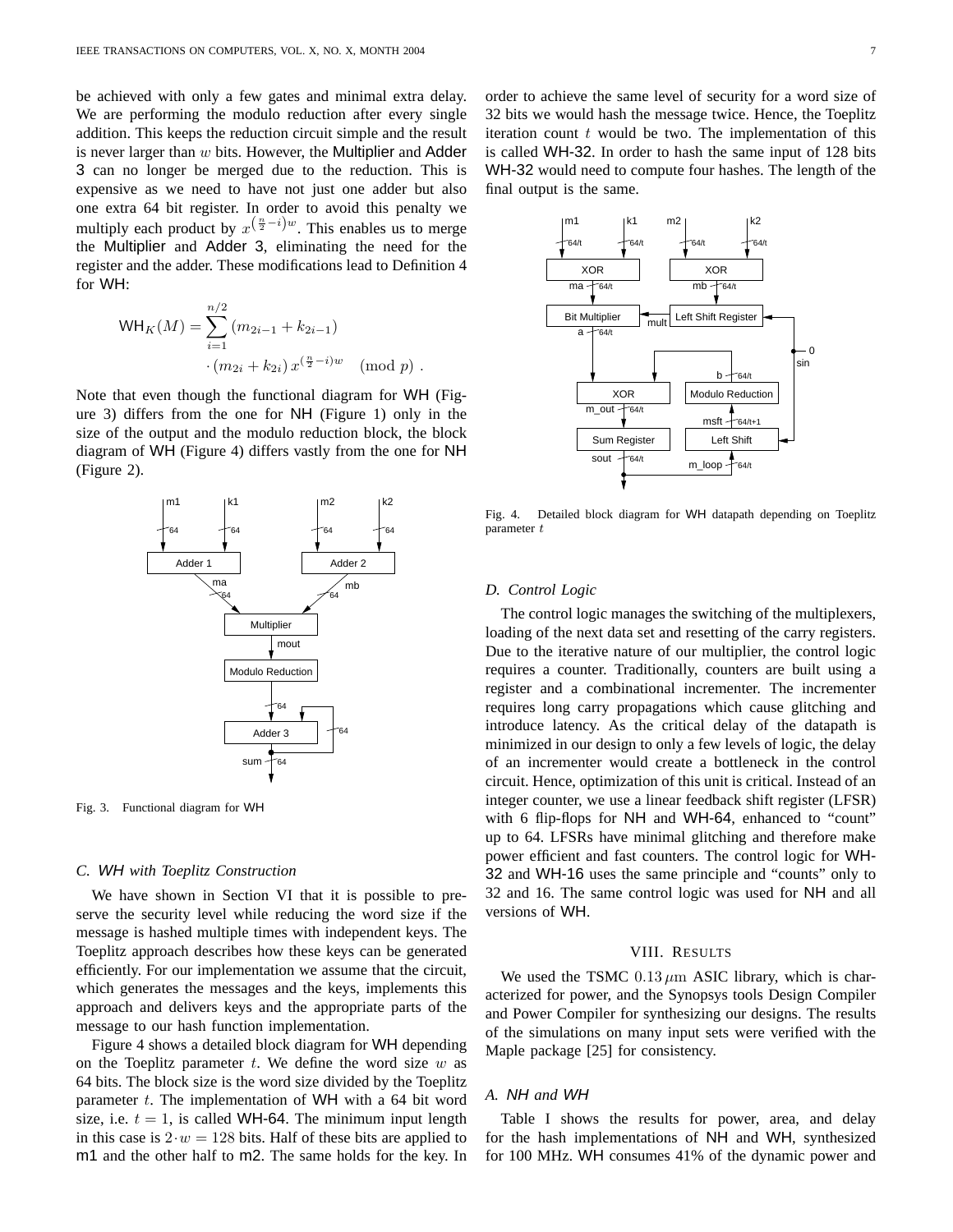be achieved with only a few gates and minimal extra delay. We are performing the modulo reduction after every single addition. This keeps the reduction circuit simple and the result is never larger than $w$ bits. However, the Multiplier and Adder 3 can no longer be merged due to the reduction. This is expensive as we need to have not just one adder but also one extra 64 bit register. In order to avoid this penalty we multiply each product by $x^{\left(\frac{n}{2}-i\right)w}$. This enables us to merge the Multiplier and Adder 3, eliminating the need for the register and the adder. These modifications lead to Definition 4 for WH:

$$\mathsf{WH}_K(M) = \sum_{i=1}^{n/2} (m_{2i-1} + k_{2i-1}) \cdot (m_{2i} + k_{2i})\, x^{\left(\frac{n}{2}-i\right)w} \pmod{p} \ .$$

Note that even though the functional diagram for WH (Figure 3) differs from the one for NH (Figure 1) only in the size of the output and the modulo reduction block, the block diagram of WH (Figure 4) differs vastly from the one for NH (Figure 2).

Fig. 3. Functional diagram for WH

### C. *WH with Toeplitz Construction*

We have shown in Section VI that it is possible to preserve the security level while reducing the word size if the message is hashed multiple times with independent keys. The Toeplitz approach describes how these keys can be generated efficiently. For our implementation we assume that the circuit, which generates the messages and the keys, implements this approach and delivers keys and the appropriate parts of the message to our hash function implementation.

Figure 4 shows a detailed block diagram for WH depending on the Toeplitz parameter $t$. We define the word size $w$ as 64 bits. The block size is the word size divided by the Toeplitz parameter $t$. The implementation of WH with a 64 bit word size, i.e. $t = 1$, is called WH-64. The minimum input length in this case is $2 \cdot w = 128$ bits. Half of these bits are applied to m1 and the other half to m2. The same holds for the key. In order to achieve the same level of security for a word size of 32 bits we would hash the message twice. Hence, the Toeplitz iteration count $t$ would be two. The implementation of this is called WH-32. In order to hash the same input of 128 bits WH-32 would need to compute four hashes. The length of the final output is the same.

Fig. 4. Detailed block diagram for WH datapath depending on Toeplitz parameter $t$

### D. *Control Logic*

The control logic manages the switching of the multiplexers, loading of the next data set and resetting of the carry registers. Due to the iterative nature of our multiplier, the control logic requires a counter. Traditionally, counters are built using a register and a combinational incrementer. The incrementer requires long carry propagations which cause glitching and introduce latency. As the critical delay of the datapath is minimized in our design to only a few levels of logic, the delay of an incrementer would create a bottleneck in the control circuit. Hence, optimization of this unit is critical. Instead of an integer counter, we use a linear feedback shift register (LFSR) with 6 flip-flops for NH and WH-64, enhanced to "count" up to 64. LFSRs have minimal glitching and therefore make power efficient and fast counters. The control logic for WH-32 and WH-16 uses the same principle and "counts" only to 32 and 16. The same control logic was used for NH and all versions of WH.

## VIII. Results

We used the TSMC $0.13\,\mu\mathrm{m}$ ASIC library, which is characterized for power, and the Synopsys tools Design Compiler and Power Compiler for synthesizing our designs. The results of the simulations on many input sets were verified with the Maple package [25] for consistency.

### A. *NH and WH*

Table I shows the results for power, area, and delay for the hash implementations of NH and WH, synthesized for 100 MHz. WH consumes 41% of the dynamic power and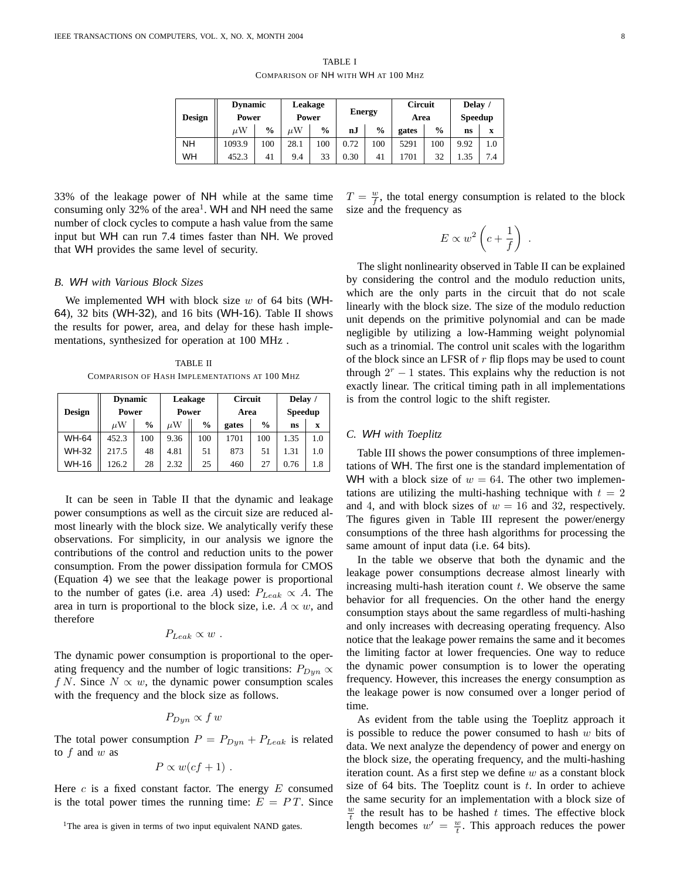TABLE I
COMPARISON OF NH WITH WH AT 100 MHZ

| Design | Dynamic Power | | Leakage Power | | Energy | | Circuit Area | | Delay / Speedup | |
|---|---|---|---|---|---|---|---|---|---|---|
| | $\mu$W | % | $\mu$W | % | nJ | % | gates | % | ns | x |
| NH | 1093.9 | 100 | 28.1 | 100 | 0.72 | 100 | 5291 | 100 | 9.92 | 1.0 |
| WH | 452.3 | 41 | 9.4 | 33 | 0.30 | 41 | 1701 | 32 | 1.35 | 7.4 |

33% of the leakage power of NH while at the same time consuming only 32% of the area[1]. WH and NH need the same number of clock cycles to compute a hash value from the same input but WH can run 7.4 times faster than NH. We proved that WH provides the same level of security.

### B. WH with Various Block Sizes

We implemented WH with block size $w$ of 64 bits (WH-64), 32 bits (WH-32), and 16 bits (WH-16). Table II shows the results for power, area, and delay for these hash implementations, synthesized for operation at 100 MHz .

TABLE II
COMPARISON OF HASH IMPLEMENTATIONS AT 100 MHZ

| Design | Dynamic Power | | Leakage Power | | Circuit Area | | Delay / Speedup | |
|---|---|---|---|---|---|---|---|---|
| | $\mu$W | % | $\mu$W | % | gates | % | ns | x |
| WH-64 | 452.3 | 100 | 9.36 | 100 | 1701 | 100 | 1.35 | 1.0 |
| WH-32 | 217.5 | 48 | 4.81 | 51 | 873 | 51 | 1.31 | 1.0 |
| WH-16 | 126.2 | 28 | 2.32 | 25 | 460 | 27 | 0.76 | 1.8 |

It can be seen in Table II that the dynamic and leakage power consumptions as well as the circuit size are reduced almost linearly with the block size. We analytically verify these observations. For simplicity, in our analysis we ignore the contributions of the control and reduction units to the power consumption. From the power dissipation formula for CMOS (Equation 4) we see that the leakage power is proportional to the number of gates (i.e. area $A$) used: $P_{Leak} \propto A$. The area in turn is proportional to the block size, i.e. $A \propto w$, and therefore

$$P_{Leak} \propto w \ .$$

The dynamic power consumption is proportional to the operating frequency and the number of logic transitions: $P_{Dyn} \propto f\,N$. Since $N \propto w$, the dynamic power consumption scales with the frequency and the block size as follows.

$$P_{Dyn} \propto f\,w$$

The total power consumption $P = P_{Dyn} + P_{Leak}$ is related to $f$ and $w$ as

$$P \propto w(cf + 1) \ .$$

Here $c$ is a fixed constant factor. The energy $E$ consumed is the total power times the running time: $E = PT$. Since $T = \frac{w}{f}$, the total energy consumption is related to the block size and the frequency as

$$E \propto w^2 \left(c + \frac{1}{f}\right) \ .$$

The slight nonlinearity observed in Table II can be explained by considering the control and the modulo reduction units, which are the only parts in the circuit that do not scale linearly with the block size. The size of the modulo reduction unit depends on the primitive polynomial and can be made negligible by utilizing a low-Hamming weight polynomial such as a trinomial. The control unit scales with the logarithm of the block since an LFSR of $r$ flip flops may be used to count through $2^r - 1$ states. This explains why the reduction is not exactly linear. The critical timing path in all implementations is from the control logic to the shift register.

### C. WH with Toeplitz

Table III shows the power consumptions of three implementations of WH. The first one is the standard implementation of WH with a block size of $w = 64$. The other two implementations are utilizing the multi-hashing technique with $t = 2$ and $4$, and with block sizes of $w = 16$ and $32$, respectively. The figures given in Table III represent the power/energy consumptions of the three hash algorithms for processing the same amount of input data (i.e. 64 bits).

In the table we observe that both the dynamic and the leakage power consumptions decrease almost linearly with increasing multi-hash iteration count $t$. We observe the same behavior for all frequencies. On the other hand the energy consumption stays about the same regardless of multi-hashing and only increases with decreasing operating frequency. Also notice that the leakage power remains the same and it becomes the limiting factor at lower frequencies. One way to reduce the dynamic power consumption is to lower the operating frequency. However, this increases the energy consumption as the leakage power is now consumed over a longer period of time.

As evident from the table using the Toeplitz approach it is possible to reduce the power consumed to hash $w$ bits of data. We next analyze the dependency of power and energy on the block size, the operating frequency, and the multi-hashing iteration count. As a first step we define $w$ as a constant block size of 64 bits. The Toeplitz count is $t$. In order to achieve the same security for an implementation with a block size of $\frac{w}{t}$ the result has to be hashed $t$ times. The effective block length becomes $w' = \frac{w}{t}$. This approach reduces the power

[1]The area is given in terms of two input equivalent NAND gates.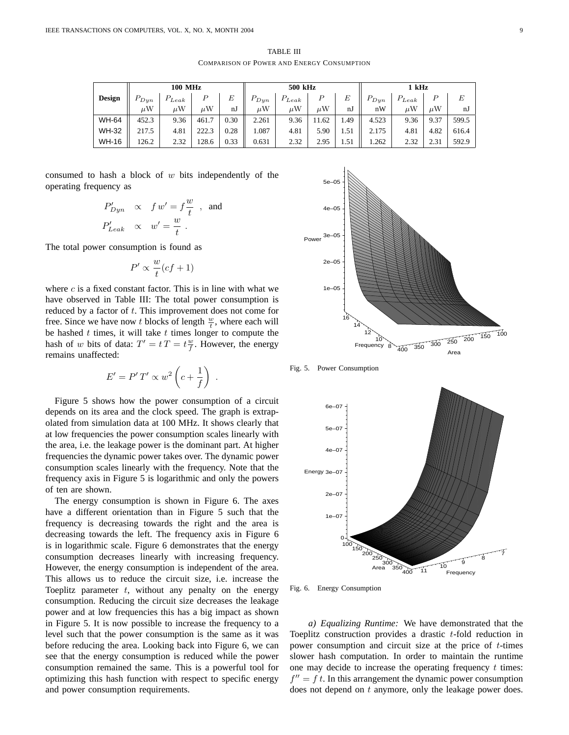TABLE III

COMPARISON OF POWER AND ENERGY CONSUMPTION

| Design | 100 MHz | | | | 500 kHz | | | | 1 kHz | | | |
|---|---|---|---|---|---|---|---|---|---|---|---|---|
| | $P_{Dyn}$ | $P_{Leak}$ | $P$ | $E$ | $P_{Dyn}$ | $P_{Leak}$ | $P$ | $E$ | $P_{Dyn}$ | $P_{Leak}$ | $P$ | $E$ |
| | $\mu$W | $\mu$W | $\mu$W | nJ | $\mu$W | $\mu$W | $\mu$W | nJ | nW | $\mu$W | $\mu$W | nJ |
| WH-64 | 452.3 | 9.36 | 461.7 | 0.30 | 2.261 | 9.36 | 11.62 | 1.49 | 4.523 | 9.36 | 9.37 | 599.5 |
| WH-32 | 217.5 | 4.81 | 222.3 | 0.28 | 1.087 | 4.81 | 5.90 | 1.51 | 2.175 | 4.81 | 4.82 | 616.4 |
| WH-16 | 126.2 | 2.32 | 128.6 | 0.33 | 0.631 | 2.32 | 2.95 | 1.51 | 1.262 | 2.32 | 2.31 | 592.9 |

consumed to hash a block of $w$ bits independently of the operating frequency as

$$P'_{Dyn} \propto f\,w' = f\frac{w}{t} \quad , \text{ and}$$

$$P'_{Leak} \propto w' = \frac{w}{t} \ .$$

The total power consumption is found as

$$P' \propto \frac{w}{t}(cf+1)$$

where $c$ is a fixed constant factor. This is in line with what we have observed in Table III: The total power consumption is reduced by a factor of $t$. This improvement does not come for free. Since we have now $t$ blocks of length $\frac{w}{t}$, where each will be hashed $t$ times, it will take $t$ times longer to compute the hash of $w$ bits of data: $T' = t\,T = t\frac{w}{f}$. However, the energy remains unaffected:

$$E' = P'\,T' \propto w^2\left(c + \frac{1}{f}\right) \ .$$

Figure 5 shows how the power consumption of a circuit depends on its area and the clock speed. The graph is extrapolated from simulation data at 100 MHz. It shows clearly that at low frequencies the power consumption scales linearly with the area, i.e. the leakage power is the dominant part. At higher frequencies the dynamic power takes over. The dynamic power consumption scales linearly with the frequency. Note that the frequency axis in Figure 5 is logarithmic and only the powers of ten are shown.

The energy consumption is shown in Figure 6. The axes have a different orientation than in Figure 5 such that the frequency is decreasing towards the right and the area is decreasing towards the left. The frequency axis in Figure 6 is in logarithmic scale. Figure 6 demonstrates that the energy consumption decreases linearly with increasing frequency. However, the energy consumption is independent of the area. This allows us to reduce the circuit size, i.e. increase the Toeplitz parameter $t$, without any penalty on the energy consumption. Reducing the circuit size decreases the leakage power and at low frequencies this has a big impact as shown in Figure 5. It is now possible to increase the frequency to a level such that the power consumption is the same as it was before reducing the area. Looking back into Figure 6, we can see that the energy consumption is reduced while the power consumption remained the same. This is a powerful tool for optimizing this hash function with respect to specific energy and power consumption requirements.

Fig. 5. Power Consumption

Fig. 6. Energy Consumption

*a) Equalizing Runtime:* We have demonstrated that the Toeplitz construction provides a drastic $t$-fold reduction in power consumption and circuit size at the price of $t$-times slower hash computation. In order to maintain the runtime one may decide to increase the operating frequency $t$ times: $f'' = f\,t$. In this arrangement the dynamic power consumption does not depend on $t$ anymore, only the leakage power does.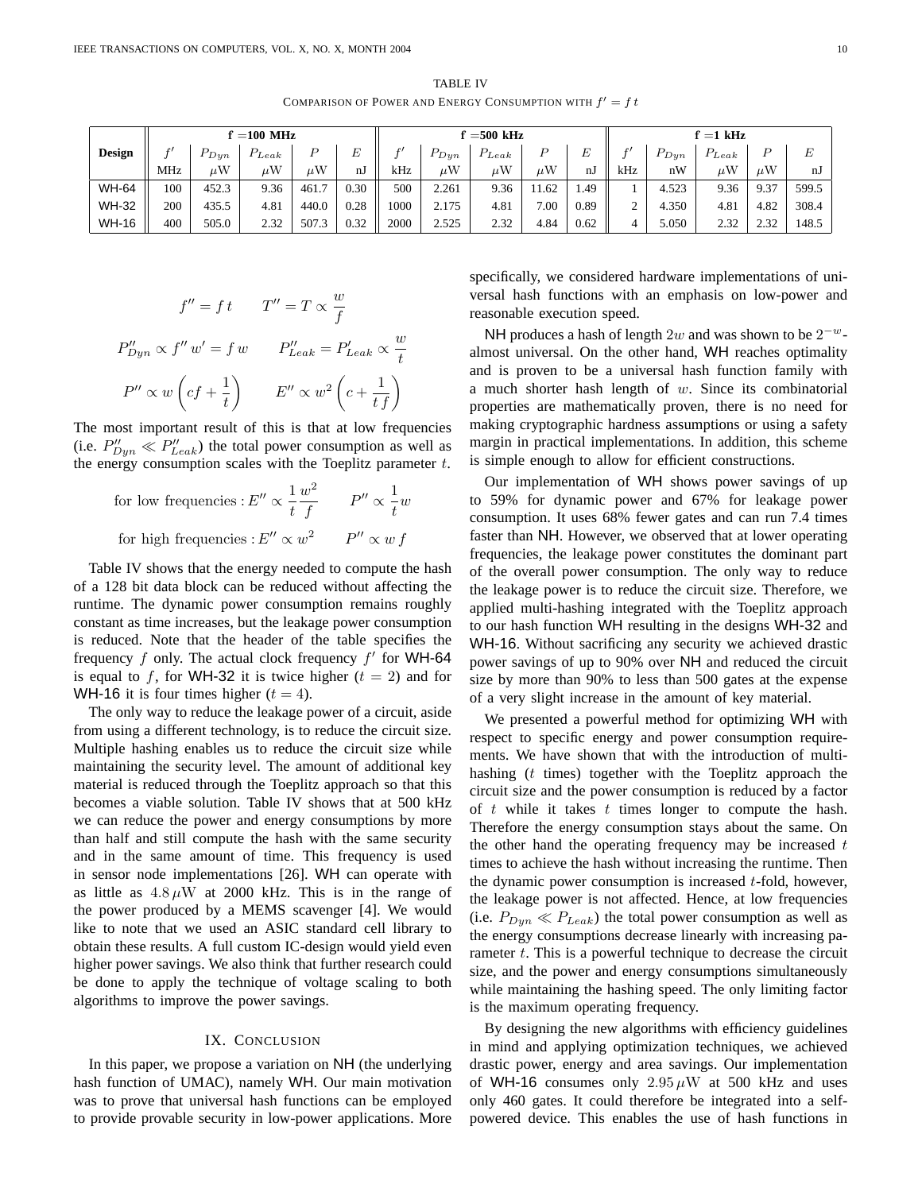TABLE IV
COMPARISON OF POWER AND ENERGY CONSUMPTION WITH $f' = f\,t$

| Design | f =100 MHz | | | | | f =500 kHz | | | | | f =1 kHz | | | | |
|---|---|---|---|---|---|---|---|---|---|---|---|---|---|---|---|
| | $f'$ | $P_{Dyn}$ | $P_{Leak}$ | $P$ | $E$ | $f'$ | $P_{Dyn}$ | $P_{Leak}$ | $P$ | $E$ | $f'$ | $P_{Dyn}$ | $P_{Leak}$ | $P$ | $E$ |
| | MHz | $\mu$W | $\mu$W | $\mu$W | nJ | kHz | $\mu$W | $\mu$W | $\mu$W | nJ | kHz | nW | $\mu$W | $\mu$W | nJ |
| WH-64 | 100 | 452.3 | 9.36 | 461.7 | 0.30 | 500 | 2.261 | 9.36 | 11.62 | 1.49 | 1 | 4.523 | 9.36 | 9.37 | 599.5 |
| WH-32 | 200 | 435.5 | 4.81 | 440.0 | 0.28 | 1000 | 2.175 | 4.81 | 7.00 | 0.89 | 2 | 4.350 | 4.81 | 4.82 | 308.4 |
| WH-16 | 400 | 505.0 | 2.32 | 507.3 | 0.32 | 2000 | 2.525 | 2.32 | 4.84 | 0.62 | 4 | 5.050 | 2.32 | 2.32 | 148.5 |

$$f'' = f\,t \qquad T'' = T \propto \frac{w}{f}$$

$$P''_{Dyn} \propto f''\,w' = f\,w \qquad P''_{Leak} = P'_{Leak} \propto \frac{w}{t}$$

$$P'' \propto w\left(cf + \frac{1}{t}\right) \qquad E'' \propto w^2\left(c + \frac{1}{t\,f}\right)$$

The most important result of this is that at low frequencies (i.e. $P''_{Dyn} \ll P''_{Leak}$) the total power consumption as well as the energy consumption scales with the Toeplitz parameter $t$.

$$\text{for low frequencies}: E'' \propto \frac{1}{t}\frac{w^2}{f} \qquad P'' \propto \frac{1}{t}w$$

$$\text{for high frequencies}: E'' \propto w^2 \qquad P'' \propto w\,f$$

Table IV shows that the energy needed to compute the hash of a 128 bit data block can be reduced without affecting the runtime. The dynamic power consumption remains roughly constant as time increases, but the leakage power consumption is reduced. Note that the header of the table specifies the frequency $f$ only. The actual clock frequency $f'$ for WH-64 is equal to $f$, for WH-32 it is twice higher ($t = 2$) and for WH-16 it is four times higher ($t = 4$).

The only way to reduce the leakage power of a circuit, aside from using a different technology, is to reduce the circuit size. Multiple hashing enables us to reduce the circuit size while maintaining the security level. The amount of additional key material is reduced through the Toeplitz approach so that this becomes a viable solution. Table IV shows that at 500 kHz we can reduce the power and energy consumptions by more than half and still compute the hash with the same security and in the same amount of time. This frequency is used in sensor node implementations [26]. WH can operate with as little as $4.8\,\mu$W at 2000 kHz. This is in the range of the power produced by a MEMS scavenger [4]. We would like to note that we used an ASIC standard cell library to obtain these results. A full custom IC-design would yield even higher power savings. We also think that further research could be done to apply the technique of voltage scaling to both algorithms to improve the power savings.

## IX. CONCLUSION

In this paper, we propose a variation on NH (the underlying hash function of UMAC), namely WH. Our main motivation was to prove that universal hash functions can be employed to provide provable security in low-power applications. More specifically, we considered hardware implementations of universal hash functions with an emphasis on low-power and reasonable execution speed.

NH produces a hash of length $2w$ and was shown to be $2^{-w}$-almost universal. On the other hand, WH reaches optimality and is proven to be a universal hash function family with a much shorter hash length of $w$. Since its combinatorial properties are mathematically proven, there is no need for making cryptographic hardness assumptions or using a safety margin in practical implementations. In addition, this scheme is simple enough to allow for efficient constructions.

Our implementation of WH shows power savings of up to 59% for dynamic power and 67% for leakage power consumption. It uses 68% fewer gates and can run 7.4 times faster than NH. However, we observed that at lower operating frequencies, the leakage power constitutes the dominant part of the overall power consumption. The only way to reduce the leakage power is to reduce the circuit size. Therefore, we applied multi-hashing integrated with the Toeplitz approach to our hash function WH resulting in the designs WH-32 and WH-16. Without sacrificing any security we achieved drastic power savings of up to 90% over NH and reduced the circuit size by more than 90% to less than 500 gates at the expense of a very slight increase in the amount of key material.

We presented a powerful method for optimizing WH with respect to specific energy and power consumption requirements. We have shown that with the introduction of multi-hashing ($t$ times) together with the Toeplitz approach the circuit size and the power consumption is reduced by a factor of $t$ while it takes $t$ times longer to compute the hash. Therefore the energy consumption stays about the same. On the other hand the operating frequency may be increased $t$ times to achieve the hash without increasing the runtime. Then the dynamic power consumption is increased $t$-fold, however, the leakage power is not affected. Hence, at low frequencies (i.e. $P_{Dyn} \ll P_{Leak}$) the total power consumption as well as the energy consumptions decrease linearly with increasing parameter $t$. This is a powerful technique to decrease the circuit size, and the power and energy consumptions simultaneously while maintaining the hashing speed. The only limiting factor is the maximum operating frequency.

By designing the new algorithms with efficiency guidelines in mind and applying optimization techniques, we achieved drastic power, energy and area savings. Our implementation of WH-16 consumes only $2.95\,\mu$W at 500 kHz and uses only 460 gates. It could therefore be integrated into a self-powered device. This enables the use of hash functions in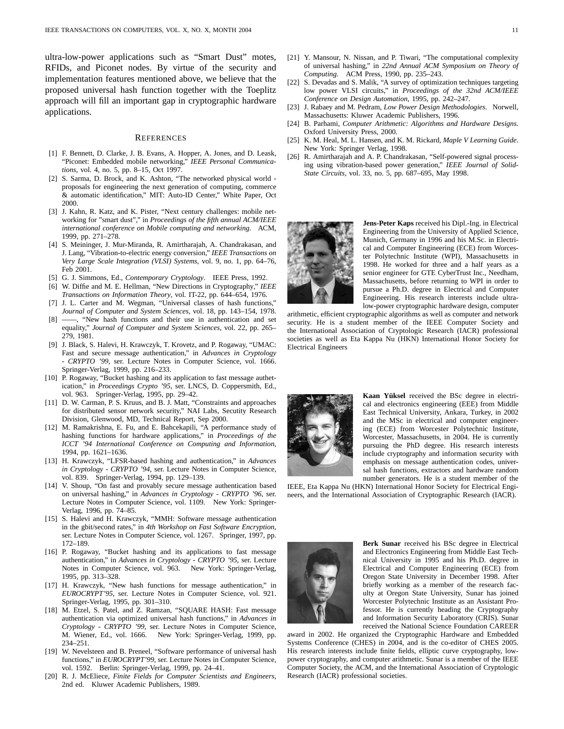ultra-low-power applications such as "Smart Dust" motes, RFIDs, and Piconet nodes. By virtue of the security and implementation features mentioned above, we believe that the proposed universal hash function together with the Toeplitz approach will fill an important gap in cryptographic hardware applications.

## References

[1] F. Bennett, D. Clarke, J. B. Evans, A. Hopper, A. Jones, and D. Leask, "Piconet: Embedded mobile networking," *IEEE Personal Communications*, vol. 4, no. 5, pp. 8–15, Oct 1997.

[2] S. Sarma, D. Brock, and K. Ashton, "The networked physical world - proposals for engineering the next generation of computing, commerce & automatic identification," MIT: Auto-ID Center," White Paper, Oct 2000.

[3] J. Kahn, R. Katz, and K. Pister, "Next century challenges: mobile networking for "smart dust"," in *Proceedings of the fifth annual ACM/IEEE international conference on Mobile computing and networking*. ACM, 1999, pp. 271–278.

[4] S. Meininger, J. Mur-Miranda, R. Amirtharajah, A. Chandrakasan, and J. Lang, "Vibration-to-electric energy conversion," *IEEE Transactions on Very Large Scale Integration (VLSI) Systems*, vol. 9, no. 1, pp. 64–76, Feb 2001.

[5] G. J. Simmons, Ed., *Contemporary Cryptology*. IEEE Press, 1992.

[6] W. Diffie and M. E. Hellman, "New Directions in Cryptography," *IEEE Transactions on Information Theory*, vol. IT-22, pp. 644–654, 1976.

[7] J. L. Carter and M. Wegman, "Universal classes of hash functions," *Journal of Computer and System Sciences*, vol. 18, pp. 143–154, 1978.

[8] ——, "New hash functions and their use in authentication and set equality," *Journal of Computer and System Sciences*, vol. 22, pp. 265–279, 1981.

[9] J. Black, S. Halevi, H. Krawczyk, T. Krovetz, and P. Rogaway, "UMAC: Fast and secure message authentication," in *Advances in Cryptology - CRYPTO '99*, ser. Lecture Notes in Computer Science, vol. 1666. Springer-Verlag, 1999, pp. 216–233.

[10] P. Rogaway, "Bucket hashing and its application to fast message authetication," in *Proceedings Crypto '95*, ser. LNCS, D. Coppersmith, Ed., vol. 963. Springer-Verlag, 1995, pp. 29–42.

[11] D. W. Carman, P. S. Kruus, and B. J. Matt, "Constraints and approaches for distributed sensor network security," NAI Labs, Secutity Research Division, Glenwood, MD, Technical Report, Sep 2000.

[12] M. Ramakrishna, E. Fu, and E. Bahcekapili, "A performance study of hashing functions for hardware applications," in *Proceedings of the ICCT '94 International Conference on Computing and Information*, 1994, pp. 1621–1636.

[13] H. Krawczyk, "LFSR-based hashing and authentication," in *Advances in Cryptology - CRYPTO '94*, ser. Lecture Notes in Computer Science, vol. 839. Springer-Verlag, 1994, pp. 129–139.

[14] V. Shoup, "On fast and provably secure message authentication based on universal hashing," in *Advances in Cryptology - CRYPTO '96*, ser. Lecture Notes in Computer Science, vol. 1109. New York: Springer-Verlag, 1996, pp. 74–85.

[15] S. Halevi and H. Krawczyk, "MMH: Software message authentication in the gbit/second rates," in *4th Workshop on Fast Software Encryption*, ser. Lecture Notes in Computer Science, vol. 1267. Springer, 1997, pp. 172–189.

[16] P. Rogaway, "Bucket hashing and its applications to fast message authentication," in *Advances in Cryptology - CRYPTO '95*, ser. Lecture Notes in Computer Science, vol. 963. New York: Springer-Verlag, 1995, pp. 313–328.

[17] H. Krawczyk, "New hash functions for message authentication," in *EUROCRYPT'95*, ser. Lecture Notes in Computer Science, vol. 921. Springer-Verlag, 1995, pp. 301–310.

[18] M. Etzel, S. Patel, and Z. Ramzan, "SQUARE HASH: Fast message authentication via optimized universal hash functions," in *Advances in Cryptology - CRYPTO '99*, ser. Lecture Notes in Computer Science, M. Wiener, Ed., vol. 1666. New York: Springer-Verlag, 1999, pp. 234–251.

[19] W. Nevelsteen and B. Preneel, "Software performance of universal hash functions," in *EUROCRYPT'99*, ser. Lecture Notes in Computer Science, vol. 1592. Berlin: Springer-Verlag, 1999, pp. 24–41.

[20] R. J. McEliece, *Finite Fields for Computer Scientists and Engineers*, 2nd ed. Kluwer Academic Publishers, 1989.

[21] Y. Mansour, N. Nissan, and P. Tiwari, "The computational complexity of universal hashing," in *22nd Annual ACM Symposium on Theory of Computing*. ACM Press, 1990, pp. 235–243.

[22] S. Devadas and S. Malik, "A survey of optimization techniques targeting low power VLSI circuits," in *Proceedings of the 32nd ACM/IEEE Conference on Design Automation*, 1995, pp. 242–247.

[23] J. Rabaey and M. Pedram, *Low Power Design Methodologies*. Norwell, Massachusetts: Kluwer Academic Publishers, 1996.

[24] B. Parhami, *Computer Arithmetic: Algorithms and Hardware Designs*. Oxford University Press, 2000.

[25] K. M. Heal, M. L. Hansen, and K. M. Rickard, *Maple V Learning Guide*. New York: Springer Verlag, 1998.

[26] R. Amirtharajah and A. P. Chandrakasan, "Self-powered signal processing using vibration-based power generation," *IEEE Journal of Solid-State Circuits*, vol. 33, no. 5, pp. 687–695, May 1998.

**Jens-Peter Kaps** received his Dipl.-Ing. in Electrical Engineering from the University of Applied Science, Munich, Germany in 1996 and his M.Sc. in Electrical and Computer Engineering (ECE) from Worcester Polytechnic Institute (WPI), Massachusetts in 1998. He worked for three and a half years as a senior engineer for GTE CyberTrust Inc., Needham, Massachusetts, before returning to WPI in order to pursue a Ph.D. degree in Electrical and Computer Engineering. His research interests include ultra-low-power cryptographic hardware design, computer arithmetic, efficient cryptographic algorithms as well as computer and network security. He is a student member of the IEEE Computer Society and the International Association of Cryptologic Research (IACR) professional societies as well as Eta Kappa Nu (HKN) International Honor Society for Electrical Engineers

**Kaan Yüksel** received the BSc degree in electrical and electronics engineering (EEE) from Middle East Technical University, Ankara, Turkey, in 2002 and the MSc in electrical and computer engineering (ECE) from Worcester Polytechnic Institute, Worcester, Massachusetts, in 2004. He is currently pursuing the PhD degree. His research interests include cryptography and information security with emphasis on message authentication codes, universal hash functions, extractors and hardware random number generators. He is a student member of the IEEE, Eta Kappa Nu (HKN) International Honor Society for Electrical Engineers, and the International Association of Cryptographic Research (IACR).

**Berk Sunar** received his BSc degree in Electrical and Electronics Engineering from Middle East Technical University in 1995 and his Ph.D. degree in Electrical and Computer Engineering (ECE) from Oregon State University in December 1998. After briefly working as a member of the research faculty at Oregon State University, Sunar has joined Worcester Polytechnic Institute as an Assistant Professor. He is currently heading the Cryptography and Information Security Laboratory (CRIS). Sunar received the National Science Foundation CAREER award in 2002. He organized the Cryptographic Hardware and Embedded Systems Conference (CHES) in 2004, and is the co-editor of CHES 2005. His research interests include finite fields, elliptic curve cryptography, low-power cryptography, and computer arithmetic. Sunar is a member of the IEEE Computer Society, the ACM, and the International Association of Cryptologic Research (IACR) professional societies.